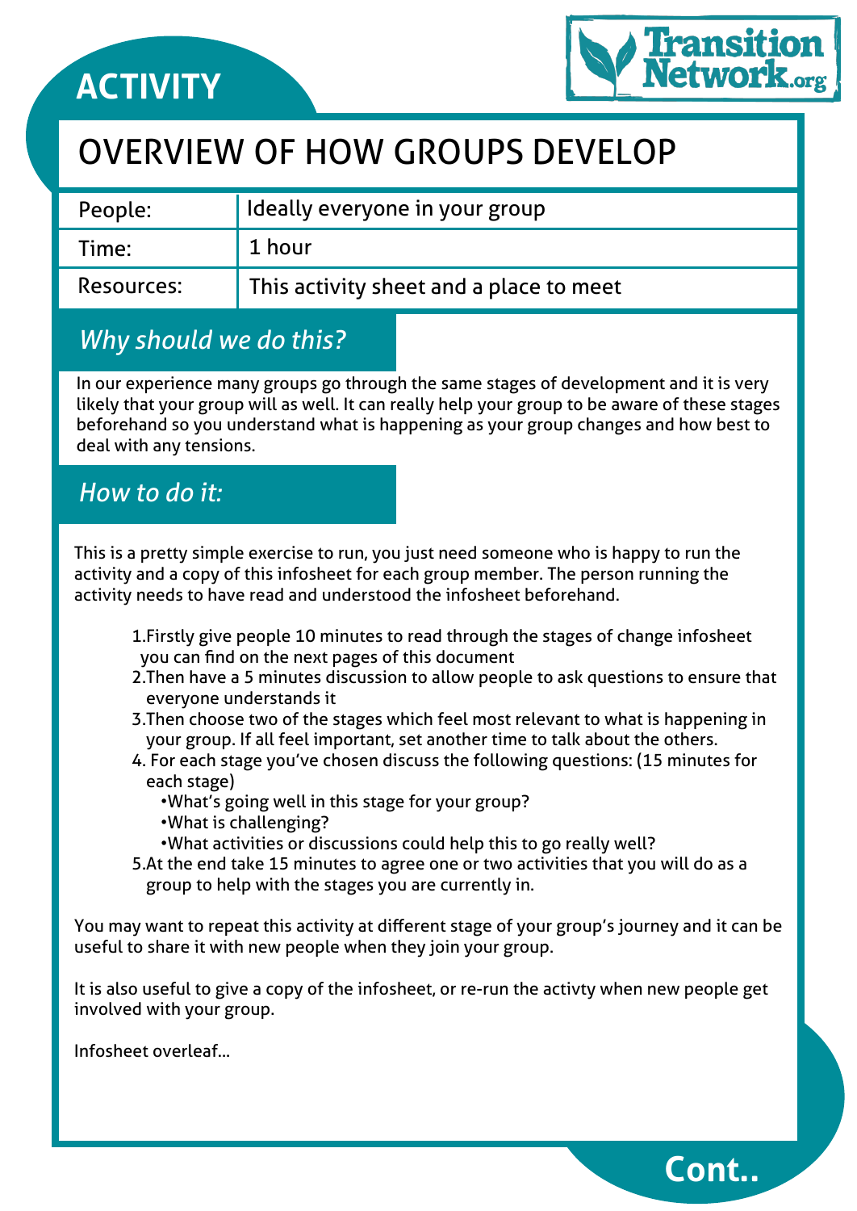# ACTIVITY

# OVERVIEW OF HOW GROUPS DEVELOP

| People: | Ideally everyone in your group |
|---|---|
| Time: | 1 hour |
| Resources: | This activity sheet and a place to meet |

## *Why should we do this?*

In our experience many groups go through the same stages of development and it is very likely that your group will as well. It can really help your group to be aware of these stages beforehand so you understand what is happening as your group changes and how best to deal with any tensions.

## *How to do it:*

This is a pretty simple exercise to run, you just need someone who is happy to run the activity and a copy of this infosheet for each group member. The person running the activity needs to have read and understood the infosheet beforehand.

1. Firstly give people 10 minutes to read through the stages of change infosheet you can find on the next pages of this document
2. Then have a 5 minutes discussion to allow people to ask questions to ensure that everyone understands it
3. Then choose two of the stages which feel most relevant to what is happening in your group. If all feel important, set another time to talk about the others.
4. For each stage you've chosen discuss the following questions: (15 minutes for each stage)
   - What's going well in this stage for your group?
   - What is challenging?
   - What activities or discussions could help this to go really well?
5. At the end take 15 minutes to agree one or two activities that you will do as a group to help with the stages you are currently in.

You may want to repeat this activity at different stage of your group's journey and it can be useful to share it with new people when they join your group.

It is also useful to give a copy of the infosheet, or re-run the activty when new people get involved with your group.

Infosheet overleaf...

Cont..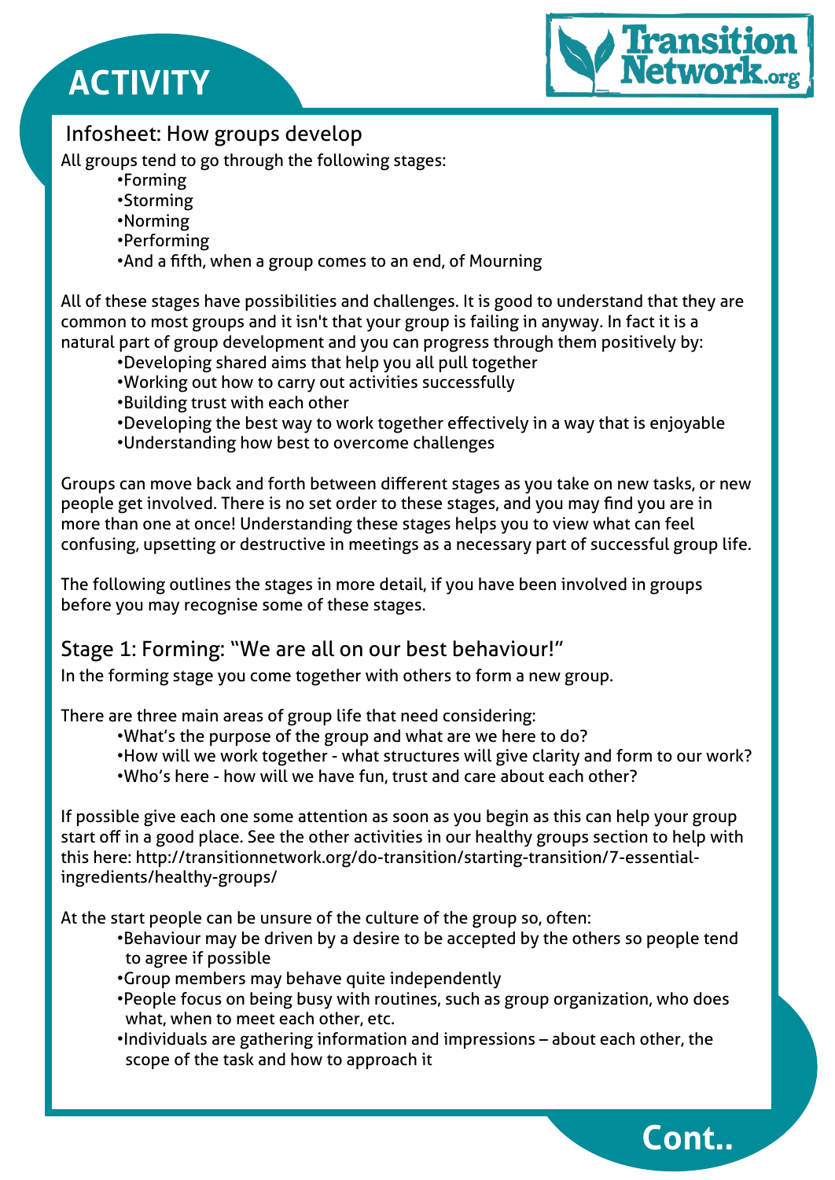# ACTIVITY

## Infosheet: How groups develop

All groups tend to go through the following stages:

- Forming
- Storming
- Norming
- Performing
- And a fifth, when a group comes to an end, of Mourning

All of these stages have possibilities and challenges. It is good to understand that they are common to most groups and it isn't that your group is failing in anyway. In fact it is a natural part of group development and you can progress through them positively by:

- Developing shared aims that help you all pull together
- Working out how to carry out activities successfully
- Building trust with each other
- Developing the best way to work together effectively in a way that is enjoyable
- Understanding how best to overcome challenges

Groups can move back and forth between different stages as you take on new tasks, or new people get involved. There is no set order to these stages, and you may find you are in more than one at once! Understanding these stages helps you to view what can feel confusing, upsetting or destructive in meetings as a necessary part of successful group life.

The following outlines the stages in more detail, if you have been involved in groups before you may recognise some of these stages.

## Stage 1: Forming: "We are all on our best behaviour!"

In the forming stage you come together with others to form a new group.

There are three main areas of group life that need considering:

- What's the purpose of the group and what are we here to do?
- How will we work together - what structures will give clarity and form to our work?
- Who's here - how will we have fun, trust and care about each other?

If possible give each one some attention as soon as you begin as this can help your group start off in a good place. See the other activities in our healthy groups section to help with this here: http://transitionnetwork.org/do-transition/starting-transition/7-essential-ingredients/healthy-groups/

At the start people can be unsure of the culture of the group so, often:

- Behaviour may be driven by a desire to be accepted by the others so people tend to agree if possible
- Group members may behave quite independently
- People focus on being busy with routines, such as group organization, who does what, when to meet each other, etc.
- Individuals are gathering information and impressions – about each other, the scope of the task and how to approach it

Cont..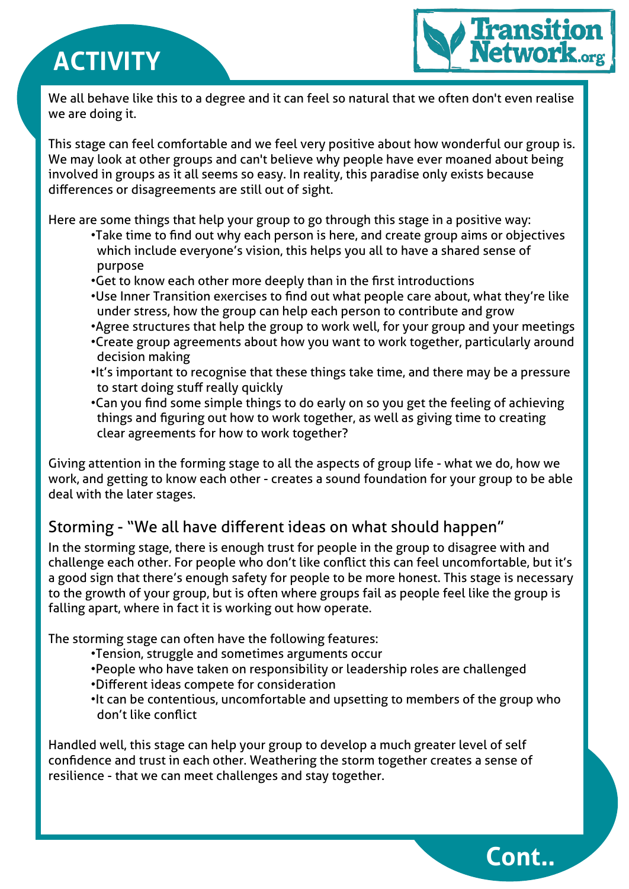# ACTIVITY

We all behave like this to a degree and it can feel so natural that we often don't even realise we are doing it.

This stage can feel comfortable and we feel very positive about how wonderful our group is. We may look at other groups and can't believe why people have ever moaned about being involved in groups as it all seems so easy. In reality, this paradise only exists because differences or disagreements are still out of sight.

Here are some things that help your group to go through this stage in a positive way:

- Take time to find out why each person is here, and create group aims or objectives which include everyone's vision, this helps you all to have a shared sense of purpose
- Get to know each other more deeply than in the first introductions
- Use Inner Transition exercises to find out what people care about, what they're like under stress, how the group can help each person to contribute and grow
- Agree structures that help the group to work well, for your group and your meetings
- Create group agreements about how you want to work together, particularly around decision making
- It's important to recognise that these things take time, and there may be a pressure to start doing stuff really quickly
- Can you find some simple things to do early on so you get the feeling of achieving things and figuring out how to work together, as well as giving time to creating clear agreements for how to work together?

Giving attention in the forming stage to all the aspects of group life - what we do, how we work, and getting to know each other - creates a sound foundation for your group to be able deal with the later stages.

## Storming - "We all have different ideas on what should happen"

In the storming stage, there is enough trust for people in the group to disagree with and challenge each other. For people who don't like conflict this can feel uncomfortable, but it's a good sign that there's enough safety for people to be more honest. This stage is necessary to the growth of your group, but is often where groups fail as people feel like the group is falling apart, where in fact it is working out how operate.

The storming stage can often have the following features:

- Tension, struggle and sometimes arguments occur
- People who have taken on responsibility or leadership roles are challenged
- Different ideas compete for consideration
- It can be contentious, uncomfortable and upsetting to members of the group who don't like conflict

Handled well, this stage can help your group to develop a much greater level of self confidence and trust in each other. Weathering the storm together creates a sense of resilience - that we can meet challenges and stay together.

Cont..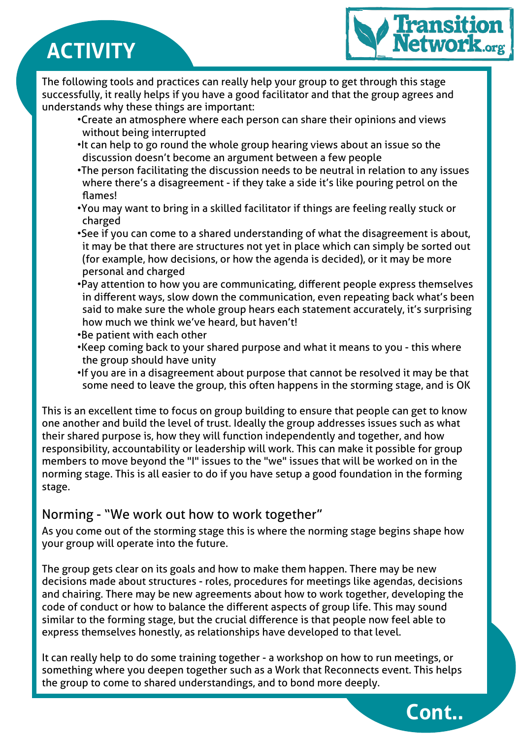# ACTIVITY

The following tools and practices can really help your group to get through this stage successfully, it really helps if you have a good facilitator and that the group agrees and understands why these things are important:

- Create an atmosphere where each person can share their opinions and views without being interrupted
- It can help to go round the whole group hearing views about an issue so the discussion doesn't become an argument between a few people
- The person facilitating the discussion needs to be neutral in relation to any issues where there's a disagreement - if they take a side it's like pouring petrol on the flames!
- You may want to bring in a skilled facilitator if things are feeling really stuck or charged
- See if you can come to a shared understanding of what the disagreement is about, it may be that there are structures not yet in place which can simply be sorted out (for example, how decisions, or how the agenda is decided), or it may be more personal and charged
- Pay attention to how you are communicating, different people express themselves in different ways, slow down the communication, even repeating back what's been said to make sure the whole group hears each statement accurately, it's surprising how much we think we've heard, but haven't!
- Be patient with each other
- Keep coming back to your shared purpose and what it means to you - this where the group should have unity
- If you are in a disagreement about purpose that cannot be resolved it may be that some need to leave the group, this often happens in the storming stage, and is OK

This is an excellent time to focus on group building to ensure that people can get to know one another and build the level of trust. Ideally the group addresses issues such as what their shared purpose is, how they will function independently and together, and how responsibility, accountability or leadership will work. This can make it possible for group members to move beyond the "I" issues to the "we" issues that will be worked on in the norming stage. This is all easier to do if you have setup a good foundation in the forming stage.

## Norming - "We work out how to work together"

As you come out of the storming stage this is where the norming stage begins shape how your group will operate into the future.

The group gets clear on its goals and how to make them happen. There may be new decisions made about structures - roles, procedures for meetings like agendas, decisions and chairing. There may be new agreements about how to work together, developing the code of conduct or how to balance the different aspects of group life. This may sound similar to the forming stage, but the crucial difference is that people now feel able to express themselves honestly, as relationships have developed to that level.

It can really help to do some training together - a workshop on how to run meetings, or something where you deepen together such as a Work that Reconnects event. This helps the group to come to shared understandings, and to bond more deeply.

**Cont..**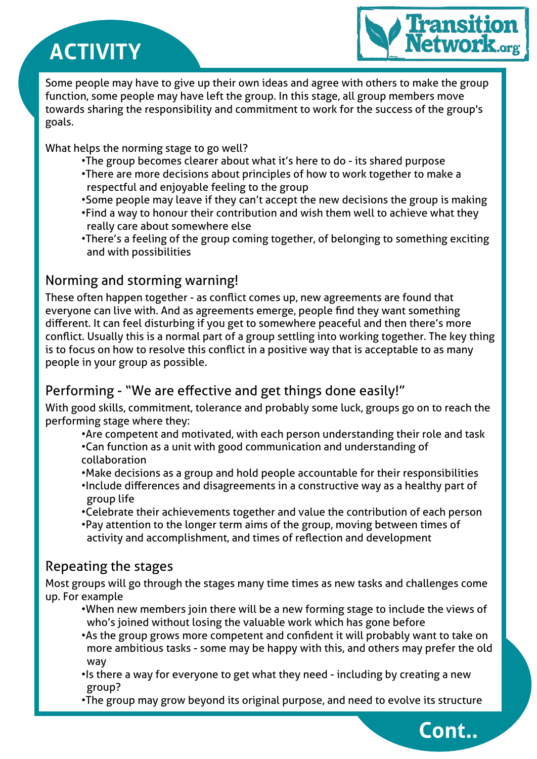# ACTIVITY

Some people may have to give up their own ideas and agree with others to make the group function, some people may have left the group. In this stage, all group members move towards sharing the responsibility and commitment to work for the success of the group's goals.

What helps the norming stage to go well?

- The group becomes clearer about what it's here to do - its shared purpose
- There are more decisions about principles of how to work together to make a respectful and enjoyable feeling to the group
- Some people may leave if they can't accept the new decisions the group is making
- Find a way to honour their contribution and wish them well to achieve what they really care about somewhere else
- There's a feeling of the group coming together, of belonging to something exciting and with possibilities

## Norming and storming warning!

These often happen together - as conflict comes up, new agreements are found that everyone can live with. And as agreements emerge, people find they want something different. It can feel disturbing if you get to somewhere peaceful and then there's more conflict. Usually this is a normal part of a group settling into working together. The key thing is to focus on how to resolve this conflict in a positive way that is acceptable to as many people in your group as possible.

## Performing - "We are effective and get things done easily!"

With good skills, commitment, tolerance and probably some luck, groups go on to reach the performing stage where they:

- Are competent and motivated, with each person understanding their role and task
- Can function as a unit with good communication and understanding of collaboration
- Make decisions as a group and hold people accountable for their responsibilities
- Include differences and disagreements in a constructive way as a healthy part of group life
- Celebrate their achievements together and value the contribution of each person
- Pay attention to the longer term aims of the group, moving between times of activity and accomplishment, and times of reflection and development

## Repeating the stages

Most groups will go through the stages many time times as new tasks and challenges come up. For example

- When new members join there will be a new forming stage to include the views of who's joined without losing the valuable work which has gone before
- As the group grows more competent and confident it will probably want to take on more ambitious tasks - some may be happy with this, and others may prefer the old way
- Is there a way for everyone to get what they need - including by creating a new group?
- The group may grow beyond its original purpose, and need to evolve its structure

Cont..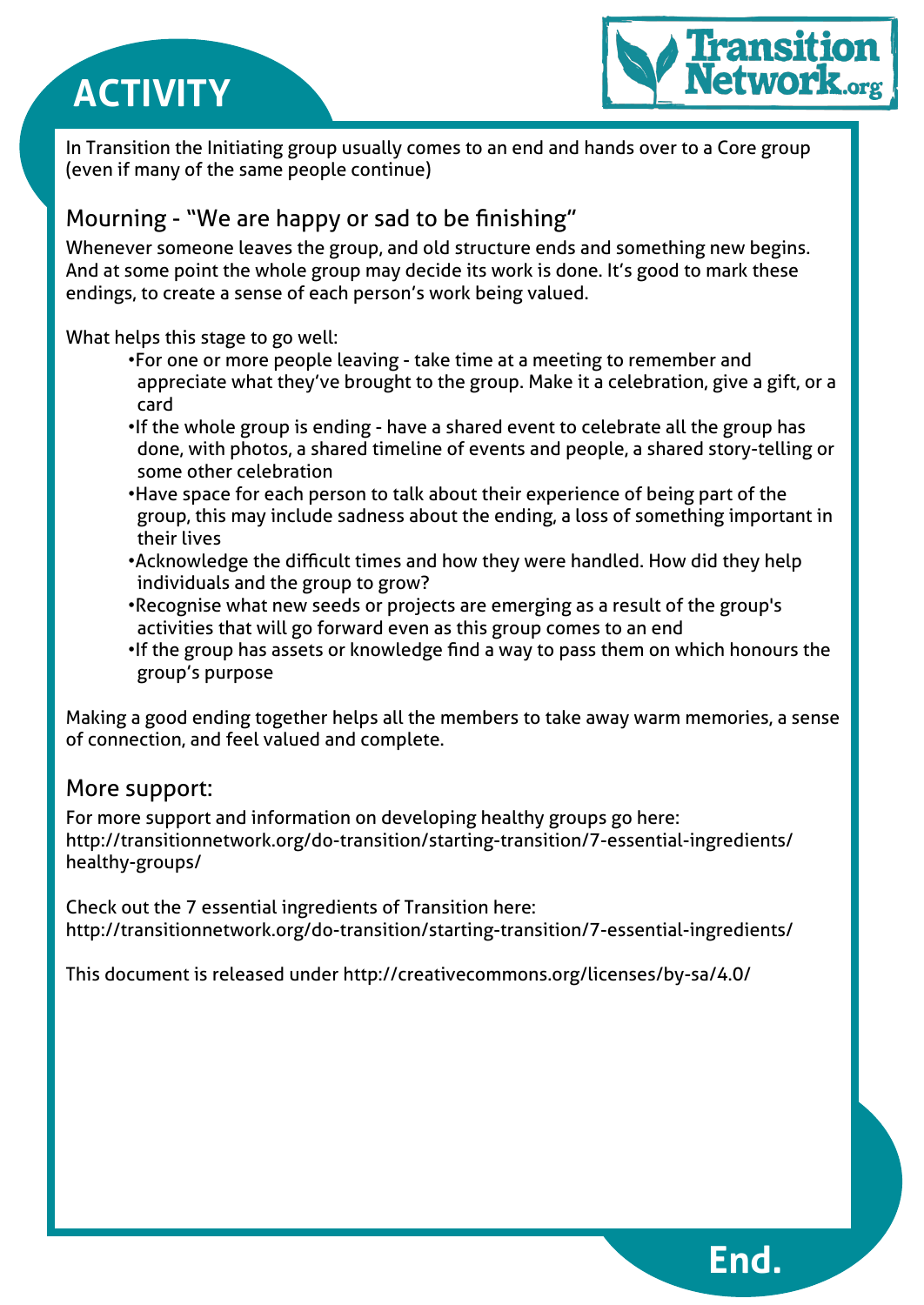# ACTIVITY

In Transition the Initiating group usually comes to an end and hands over to a Core group (even if many of the same people continue)

## Mourning - "We are happy or sad to be finishing"

Whenever someone leaves the group, and old structure ends and something new begins. And at some point the whole group may decide its work is done. It's good to mark these endings, to create a sense of each person's work being valued.

What helps this stage to go well:

- For one or more people leaving - take time at a meeting to remember and appreciate what they've brought to the group. Make it a celebration, give a gift, or a card
- If the whole group is ending - have a shared event to celebrate all the group has done, with photos, a shared timeline of events and people, a shared story-telling or some other celebration
- Have space for each person to talk about their experience of being part of the group, this may include sadness about the ending, a loss of something important in their lives
- Acknowledge the difficult times and how they were handled. How did they help individuals and the group to grow?
- Recognise what new seeds or projects are emerging as a result of the group's activities that will go forward even as this group comes to an end
- If the group has assets or knowledge find a way to pass them on which honours the group's purpose

Making a good ending together helps all the members to take away warm memories, a sense of connection, and feel valued and complete.

## More support:

For more support and information on developing healthy groups go here:
http://transitionnetwork.org/do-transition/starting-transition/7-essential-ingredients/healthy-groups/

Check out the 7 essential ingredients of Transition here:
http://transitionnetwork.org/do-transition/starting-transition/7-essential-ingredients/

This document is released under http://creativecommons.org/licenses/by-sa/4.0/

**End.**